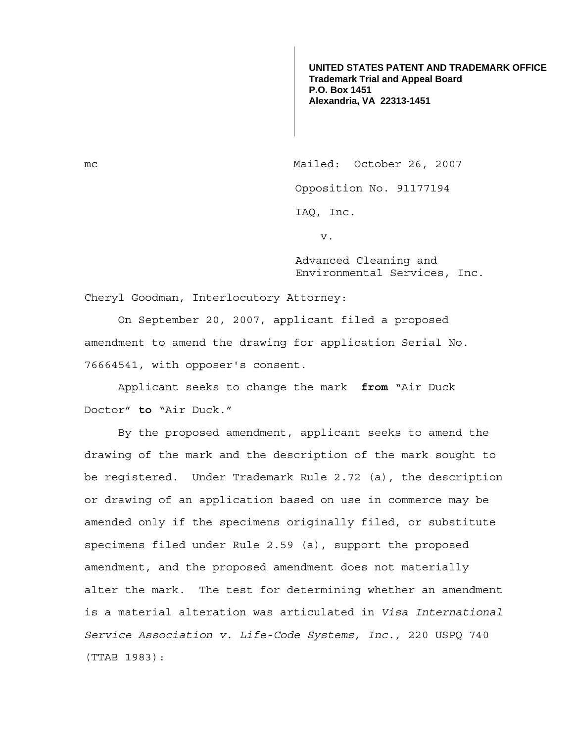**UNITED STATES PATENT AND TRADEMARK OFFICE**
**Trademark Trial and Appeal Board**
**P.O. Box 1451**
**Alexandria, VA 22313-1451**

mc

Mailed: October 26, 2007

Opposition No. 91177194

IAQ, Inc.

v.

Advanced Cleaning and Environmental Services, Inc.

Cheryl Goodman, Interlocutory Attorney:

On September 20, 2007, applicant filed a proposed amendment to amend the drawing for application Serial No. 76664541, with opposer's consent.

Applicant seeks to change the mark **from** "Air Duck Doctor" **to** "Air Duck."

By the proposed amendment, applicant seeks to amend the drawing of the mark and the description of the mark sought to be registered. Under Trademark Rule 2.72 (a), the description or drawing of an application based on use in commerce may be amended only if the specimens originally filed, or substitute specimens filed under Rule 2.59 (a), support the proposed amendment, and the proposed amendment does not materially alter the mark. The test for determining whether an amendment is a material alteration was articulated in *Visa International Service Association v. Life-Code Systems, Inc.,* 220 USPQ 740 (TTAB 1983):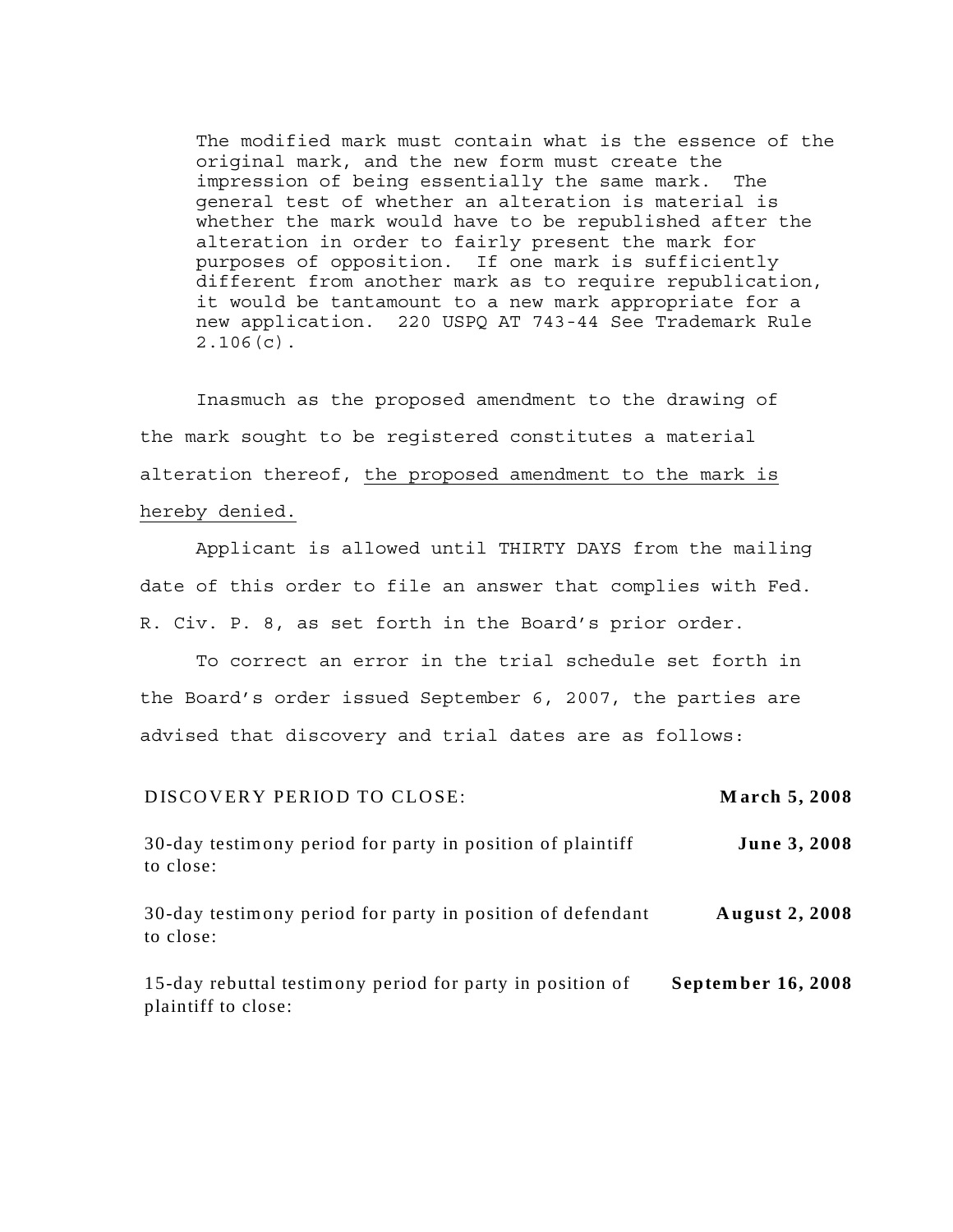> The modified mark must contain what is the essence of the original mark, and the new form must create the impression of being essentially the same mark. The general test of whether an alteration is material is whether the mark would have to be republished after the alteration in order to fairly present the mark for purposes of opposition. If one mark is sufficiently different from another mark as to require republication, it would be tantamount to a new mark appropriate for a new application. 220 USPQ AT 743-44 See Trademark Rule 2.106(c).

Inasmuch as the proposed amendment to the drawing of the mark sought to be registered constitutes a material alteration thereof, <u>the proposed amendment to the mark is hereby denied.</u>

Applicant is allowed until THIRTY DAYS from the mailing date of this order to file an answer that complies with Fed. R. Civ. P. 8, as set forth in the Board's prior order.

To correct an error in the trial schedule set forth in the Board's order issued September 6, 2007, the parties are advised that discovery and trial dates are as follows:

| | |
|---|---|
| DISCOVERY PERIOD TO CLOSE: | **March 5, 2008** |
| 30-day testimony period for party in position of plaintiff to close: | **June 3, 2008** |
| 30-day testimony period for party in position of defendant to close: | **August 2, 2008** |
| 15-day rebuttal testimony period for party in position of plaintiff to close: | **September 16, 2008** |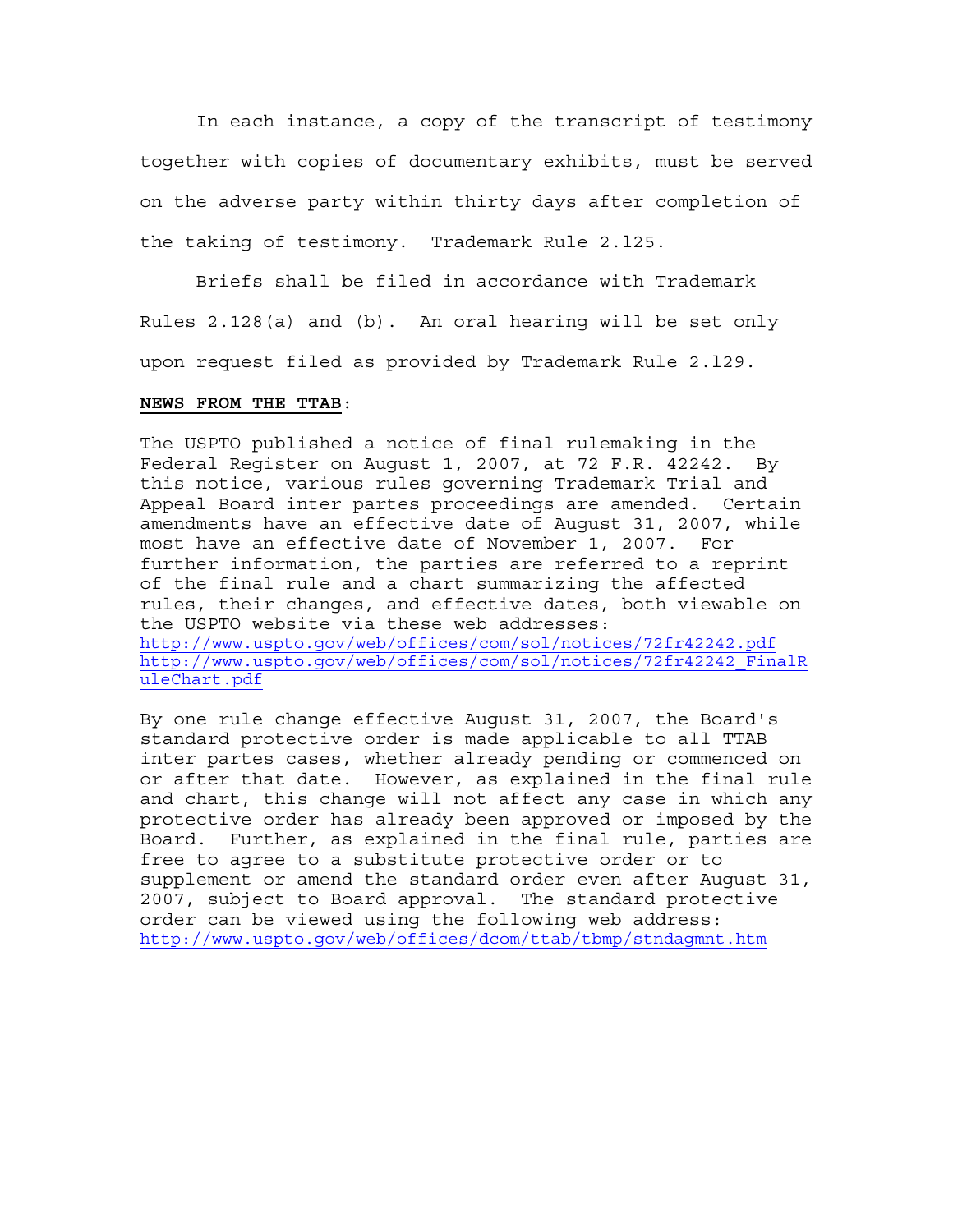In each instance, a copy of the transcript of testimony together with copies of documentary exhibits, must be served on the adverse party within thirty days after completion of the taking of testimony. Trademark Rule 2.l25.

Briefs shall be filed in accordance with Trademark Rules 2.128(a) and (b). An oral hearing will be set only upon request filed as provided by Trademark Rule 2.l29.

**NEWS FROM THE TTAB**:

The USPTO published a notice of final rulemaking in the Federal Register on August 1, 2007, at 72 F.R. 42242. By this notice, various rules governing Trademark Trial and Appeal Board inter partes proceedings are amended. Certain amendments have an effective date of August 31, 2007, while most have an effective date of November 1, 2007. For further information, the parties are referred to a reprint of the final rule and a chart summarizing the affected rules, their changes, and effective dates, both viewable on the USPTO website via these web addresses:
http://www.uspto.gov/web/offices/com/sol/notices/72fr42242.pdf
http://www.uspto.gov/web/offices/com/sol/notices/72fr42242_FinalRuleChart.pdf

By one rule change effective August 31, 2007, the Board's standard protective order is made applicable to all TTAB inter partes cases, whether already pending or commenced on or after that date. However, as explained in the final rule and chart, this change will not affect any case in which any protective order has already been approved or imposed by the Board. Further, as explained in the final rule, parties are free to agree to a substitute protective order or to supplement or amend the standard order even after August 31, 2007, subject to Board approval. The standard protective order can be viewed using the following web address:
http://www.uspto.gov/web/offices/dcom/ttab/tbmp/stndagmnt.htm